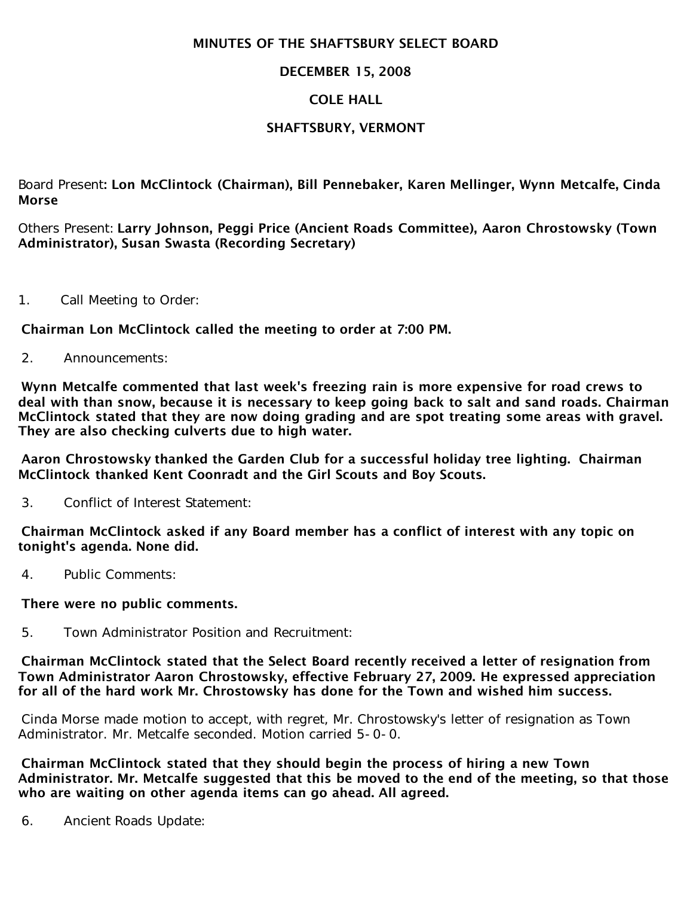**MINUTES OF THE SHAFTSBURY SELECT BOARD**

**DECEMBER 15, 2008**

**COLE HALL**

**SHAFTSBURY, VERMONT**

Board Present**: Lon McClintock (Chairman), Bill Pennebaker, Karen Mellinger, Wynn Metcalfe, Cinda Morse**

Others Present: **Larry Johnson, Peggi Price (Ancient Roads Committee), Aaron Chrostowsky (Town Administrator), Susan Swasta (Recording Secretary)**

1. Call Meeting to Order:

**Chairman Lon McClintock called the meeting to order at 7:00 PM.**

2. Announcements:

**Wynn Metcalfe commented that last week's freezing rain is more expensive for road crews to deal with than snow, because it is necessary to keep going back to salt and sand roads. Chairman McClintock stated that they are now doing grading and are spot treating some areas with gravel. They are also checking culverts due to high water.**

**Aaron Chrostowsky thanked the Garden Club for a successful holiday tree lighting. Chairman McClintock thanked Kent Coonradt and the Girl Scouts and Boy Scouts.**

3. Conflict of Interest Statement:

**Chairman McClintock asked if any Board member has a conflict of interest with any topic on tonight's agenda. None did.**

4. Public Comments:

**There were no public comments.**

5. Town Administrator Position and Recruitment:

**Chairman McClintock stated that the Select Board recently received a letter of resignation from Town Administrator Aaron Chrostowsky, effective February 27, 2009. He expressed appreciation for all of the hard work Mr. Chrostowsky has done for the Town and wished him success.**

Cinda Morse made motion to accept, with regret, Mr. Chrostowsky's letter of resignation as Town Administrator. Mr. Metcalfe seconded. Motion carried 5-0-0.

**Chairman McClintock stated that they should begin the process of hiring a new Town Administrator. Mr. Metcalfe suggested that this be moved to the end of the meeting, so that those who are waiting on other agenda items can go ahead. All agreed.**

6. Ancient Roads Update: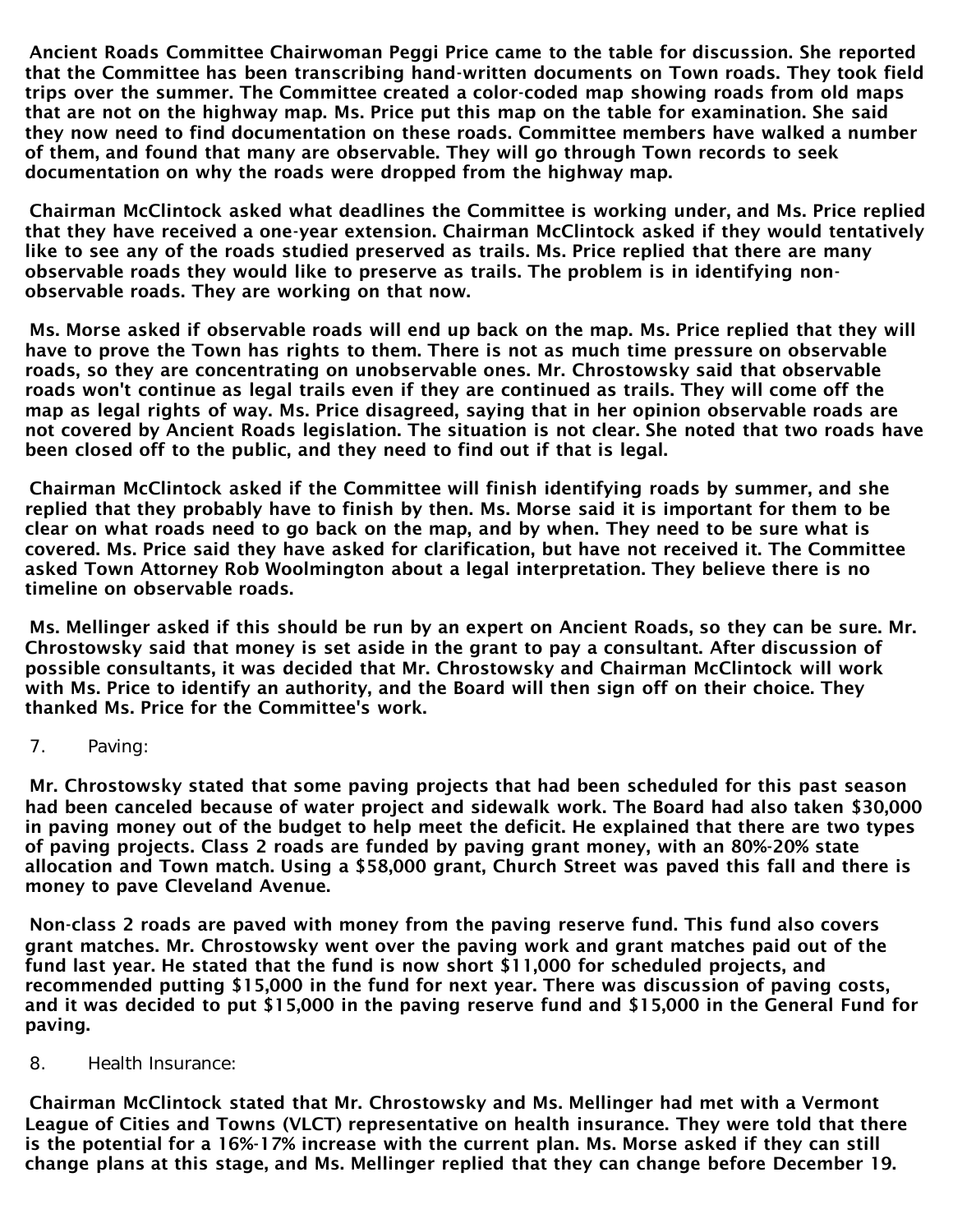Ancient Roads Committee Chairwoman Peggi Price came to the table for discussion. She reported that the Committee has been transcribing hand-written documents on Town roads. They took field trips over the summer. The Committee created a color-coded map showing roads from old maps that are not on the highway map. Ms. Price put this map on the table for examination. She said they now need to find documentation on these roads. Committee members have walked a number of them, and found that many are observable. They will go through Town records to seek documentation on why the roads were dropped from the highway map.

Chairman McClintock asked what deadlines the Committee is working under, and Ms. Price replied that they have received a one-year extension. Chairman McClintock asked if they would tentatively like to see any of the roads studied preserved as trails. Ms. Price replied that there are many observable roads they would like to preserve as trails. The problem is in identifying non-observable roads. They are working on that now.

Ms. Morse asked if observable roads will end up back on the map. Ms. Price replied that they will have to prove the Town has rights to them. There is not as much time pressure on observable roads, so they are concentrating on unobservable ones. Mr. Chrostowsky said that observable roads won't continue as legal trails even if they are continued as trails. They will come off the map as legal rights of way. Ms. Price disagreed, saying that in her opinion observable roads are not covered by Ancient Roads legislation. The situation is not clear. She noted that two roads have been closed off to the public, and they need to find out if that is legal.

Chairman McClintock asked if the Committee will finish identifying roads by summer, and she replied that they probably have to finish by then. Ms. Morse said it is important for them to be clear on what roads need to go back on the map, and by when. They need to be sure what is covered. Ms. Price said they have asked for clarification, but have not received it. The Committee asked Town Attorney Rob Woolmington about a legal interpretation. They believe there is no timeline on observable roads.

Ms. Mellinger asked if this should be run by an expert on Ancient Roads, so they can be sure. Mr. Chrostowsky said that money is set aside in the grant to pay a consultant. After discussion of possible consultants, it was decided that Mr. Chrostowsky and Chairman McClintock will work with Ms. Price to identify an authority, and the Board will then sign off on their choice. They thanked Ms. Price for the Committee's work.

7. Paving:

Mr. Chrostowsky stated that some paving projects that had been scheduled for this past season had been canceled because of water project and sidewalk work. The Board had also taken $30,000 in paving money out of the budget to help meet the deficit. He explained that there are two types of paving projects. Class 2 roads are funded by paving grant money, with an 80%-20% state allocation and Town match. Using a $58,000 grant, Church Street was paved this fall and there is money to pave Cleveland Avenue.

Non-class 2 roads are paved with money from the paving reserve fund. This fund also covers grant matches. Mr. Chrostowsky went over the paving work and grant matches paid out of the fund last year. He stated that the fund is now short $11,000 for scheduled projects, and recommended putting $15,000 in the fund for next year. There was discussion of paving costs, and it was decided to put $15,000 in the paving reserve fund and $15,000 in the General Fund for paving.

8. Health Insurance:

Chairman McClintock stated that Mr. Chrostowsky and Ms. Mellinger had met with a Vermont League of Cities and Towns (VLCT) representative on health insurance. They were told that there is the potential for a 16%-17% increase with the current plan. Ms. Morse asked if they can still change plans at this stage, and Ms. Mellinger replied that they can change before December 19.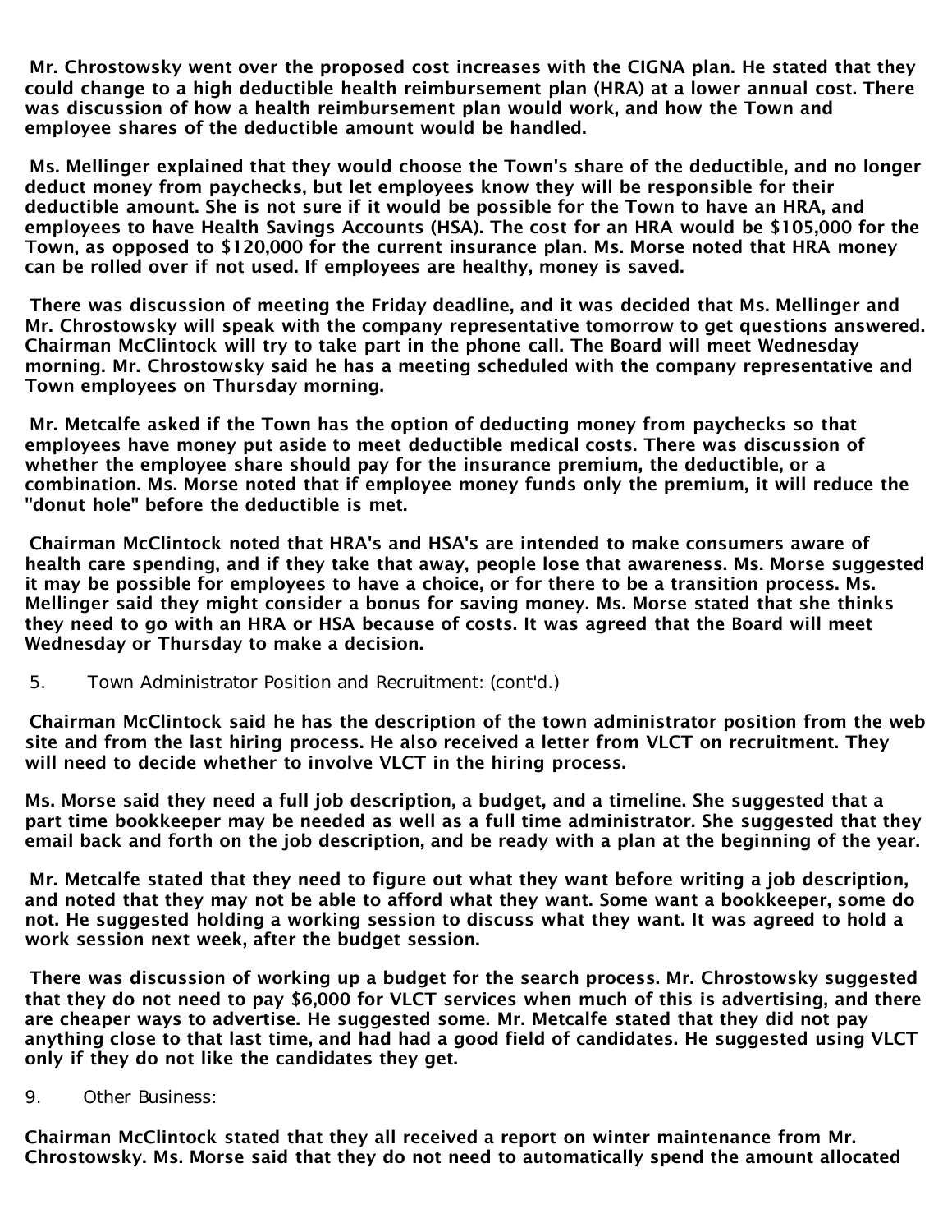Mr. Chrostowsky went over the proposed cost increases with the CIGNA plan. He stated that they could change to a high deductible health reimbursement plan (HRA) at a lower annual cost. There was discussion of how a health reimbursement plan would work, and how the Town and employee shares of the deductible amount would be handled.

Ms. Mellinger explained that they would choose the Town's share of the deductible, and no longer deduct money from paychecks, but let employees know they will be responsible for their deductible amount. She is not sure if it would be possible for the Town to have an HRA, and employees to have Health Savings Accounts (HSA). The cost for an HRA would be $105,000 for the Town, as opposed to $120,000 for the current insurance plan. Ms. Morse noted that HRA money can be rolled over if not used. If employees are healthy, money is saved.

There was discussion of meeting the Friday deadline, and it was decided that Ms. Mellinger and Mr. Chrostowsky will speak with the company representative tomorrow to get questions answered. Chairman McClintock will try to take part in the phone call. The Board will meet Wednesday morning. Mr. Chrostowsky said he has a meeting scheduled with the company representative and Town employees on Thursday morning.

Mr. Metcalfe asked if the Town has the option of deducting money from paychecks so that employees have money put aside to meet deductible medical costs. There was discussion of whether the employee share should pay for the insurance premium, the deductible, or a combination. Ms. Morse noted that if employee money funds only the premium, it will reduce the "donut hole" before the deductible is met.

Chairman McClintock noted that HRA's and HSA's are intended to make consumers aware of health care spending, and if they take that away, people lose that awareness. Ms. Morse suggested it may be possible for employees to have a choice, or for there to be a transition process. Ms. Mellinger said they might consider a bonus for saving money. Ms. Morse stated that she thinks they need to go with an HRA or HSA because of costs. It was agreed that the Board will meet Wednesday or Thursday to make a decision.

5. Town Administrator Position and Recruitment: (cont'd.)

Chairman McClintock said he has the description of the town administrator position from the web site and from the last hiring process. He also received a letter from VLCT on recruitment. They will need to decide whether to involve VLCT in the hiring process.

Ms. Morse said they need a full job description, a budget, and a timeline. She suggested that a part time bookkeeper may be needed as well as a full time administrator. She suggested that they email back and forth on the job description, and be ready with a plan at the beginning of the year.

Mr. Metcalfe stated that they need to figure out what they want before writing a job description, and noted that they may not be able to afford what they want. Some want a bookkeeper, some do not. He suggested holding a working session to discuss what they want. It was agreed to hold a work session next week, after the budget session.

There was discussion of working up a budget for the search process. Mr. Chrostowsky suggested that they do not need to pay $6,000 for VLCT services when much of this is advertising, and there are cheaper ways to advertise. He suggested some. Mr. Metcalfe stated that they did not pay anything close to that last time, and had had a good field of candidates. He suggested using VLCT only if they do not like the candidates they get.

9. Other Business:

Chairman McClintock stated that they all received a report on winter maintenance from Mr. Chrostowsky. Ms. Morse said that they do not need to automatically spend the amount allocated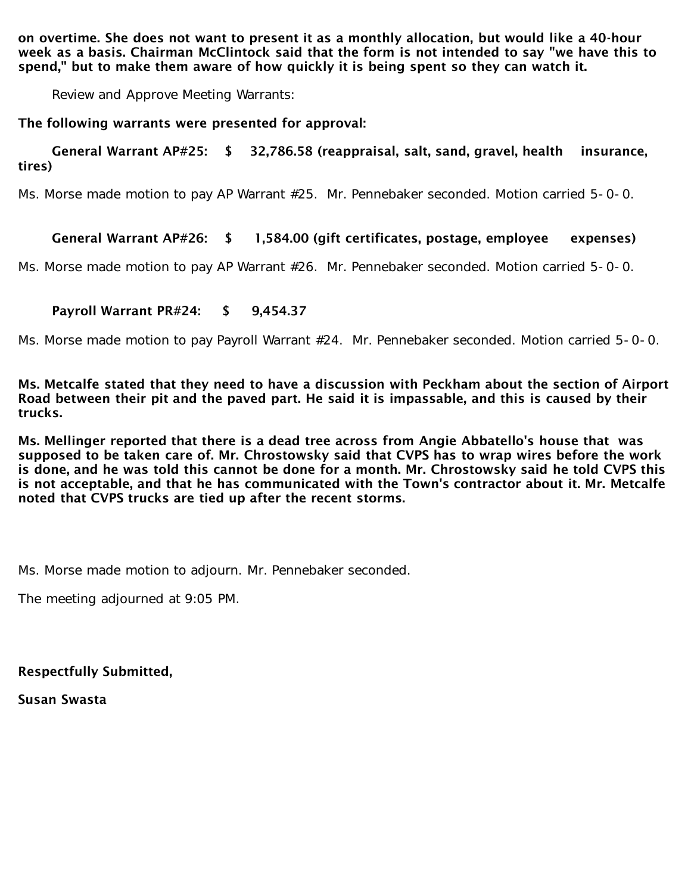**on overtime. She does not want to present it as a monthly allocation, but would like a 40-hour week as a basis. Chairman McClintock said that the form is not intended to say "we have this to spend," but to make them aware of how quickly it is being spent so they can watch it.**

Review and Approve Meeting Warrants:

**The following warrants were presented for approval:**

**General Warrant AP#25: $ 32,786.58 (reappraisal, salt, sand, gravel, health insurance, tires)**

Ms. Morse made motion to pay AP Warrant #25. Mr. Pennebaker seconded. Motion carried 5-0-0.

**General Warrant AP#26: $ 1,584.00 (gift certificates, postage, employee expenses)**

Ms. Morse made motion to pay AP Warrant #26. Mr. Pennebaker seconded. Motion carried 5-0-0.

**Payroll Warrant PR#24: $ 9,454.37**

Ms. Morse made motion to pay Payroll Warrant #24. Mr. Pennebaker seconded. Motion carried 5-0-0.

**Ms. Metcalfe stated that they need to have a discussion with Peckham about the section of Airport Road between their pit and the paved part. He said it is impassable, and this is caused by their trucks.**

**Ms. Mellinger reported that there is a dead tree across from Angie Abbatello's house that was supposed to be taken care of. Mr. Chrostowsky said that CVPS has to wrap wires before the work is done, and he was told this cannot be done for a month. Mr. Chrostowsky said he told CVPS this is not acceptable, and that he has communicated with the Town's contractor about it. Mr. Metcalfe noted that CVPS trucks are tied up after the recent storms.**

Ms. Morse made motion to adjourn. Mr. Pennebaker seconded.

The meeting adjourned at 9:05 PM.

**Respectfully Submitted,**

**Susan Swasta**